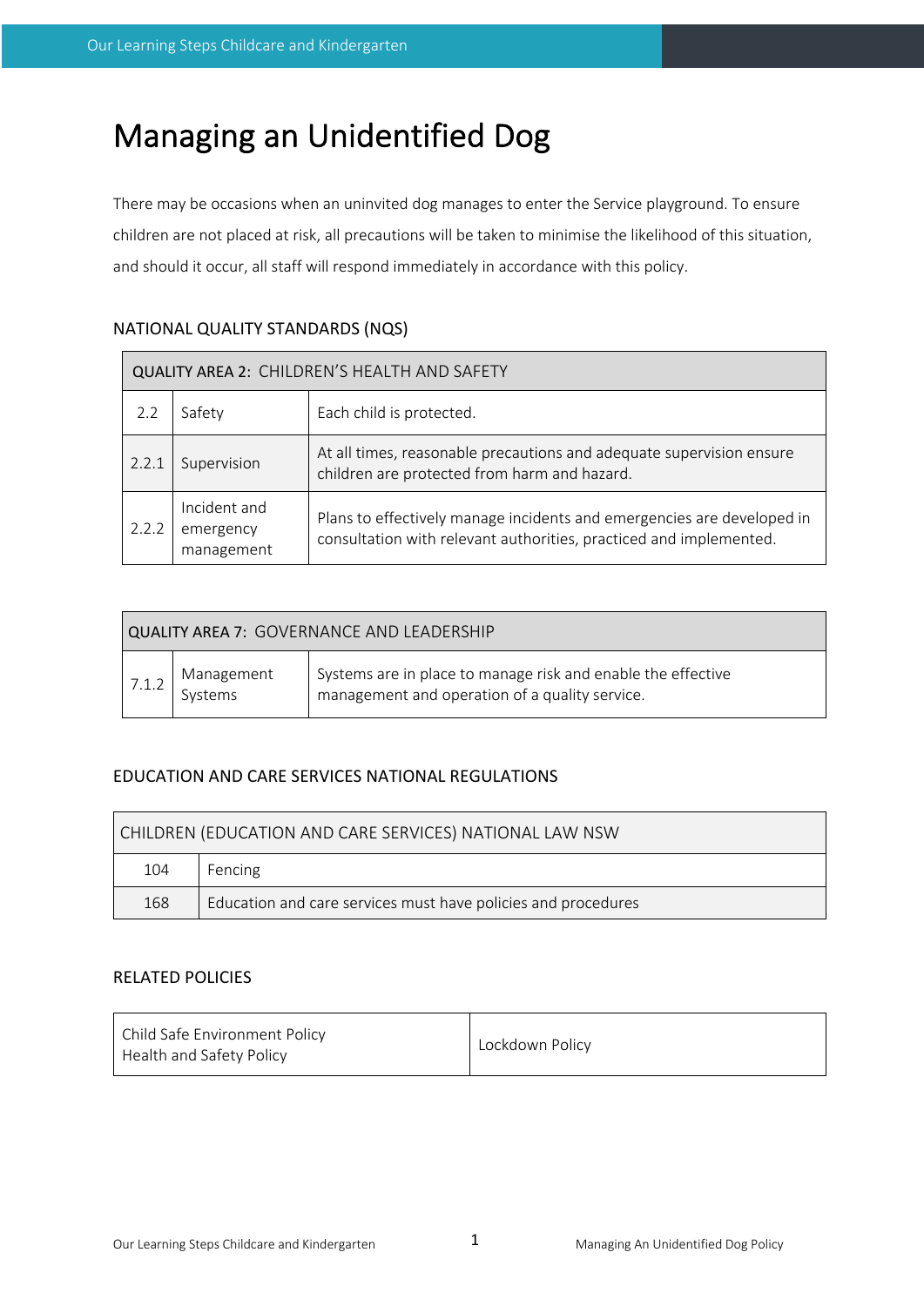# Managing an Unidentified Dog

There may be occasions when an uninvited dog manages to enter the Service playground. To ensure children are not placed at risk, all precautions will be taken to minimise the likelihood of this situation, and should it occur, all staff will respond immediately in accordance with this policy.

## NATIONAL QUALITY STANDARDS (NQS)

| QUALITY AREA 2: CHILDREN'S HEALTH AND SAFETY | | |
|---|---|---|
| 2.2 | Safety | Each child is protected. |
| 2.2.1 | Supervision | At all times, reasonable precautions and adequate supervision ensure children are protected from harm and hazard. |
| 2.2.2 | Incident and emergency management | Plans to effectively manage incidents and emergencies are developed in consultation with relevant authorities, practiced and implemented. |

| QUALITY AREA 7: GOVERNANCE AND LEADERSHIP | | |
|---|---|---|
| 7.1.2 | Management Systems | Systems are in place to manage risk and enable the effective management and operation of a quality service. |

## EDUCATION AND CARE SERVICES NATIONAL REGULATIONS

| CHILDREN (EDUCATION AND CARE SERVICES) NATIONAL LAW NSW | |
|---|---|
| 104 | Fencing |
| 168 | Education and care services must have policies and procedures |

## RELATED POLICIES

| | |
|---|---|
| Child Safe Environment Policy<br>Health and Safety Policy | Lockdown Policy |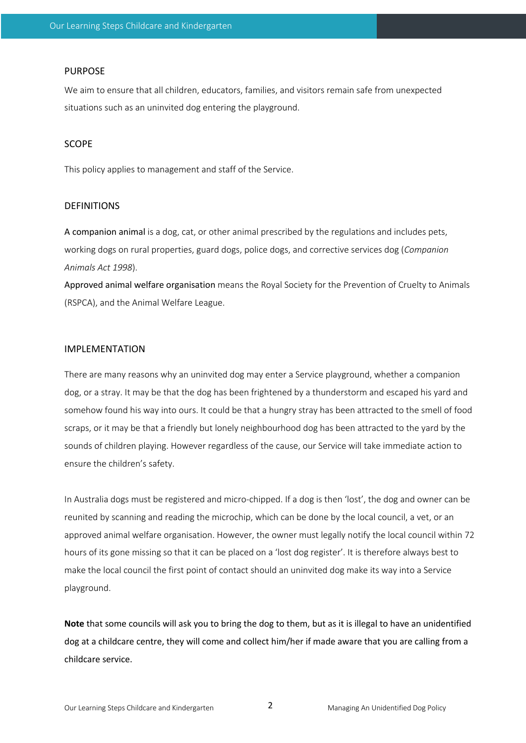## PURPOSE

We aim to ensure that all children, educators, families, and visitors remain safe from unexpected situations such as an uninvited dog entering the playground.

## SCOPE

This policy applies to management and staff of the Service.

## DEFINITIONS

A companion animal is a dog, cat, or other animal prescribed by the regulations and includes pets, working dogs on rural properties, guard dogs, police dogs, and corrective services dog (*Companion Animals Act 1998*).

Approved animal welfare organisation means the Royal Society for the Prevention of Cruelty to Animals (RSPCA), and the Animal Welfare League.

## IMPLEMENTATION

There are many reasons why an uninvited dog may enter a Service playground, whether a companion dog, or a stray. It may be that the dog has been frightened by a thunderstorm and escaped his yard and somehow found his way into ours. It could be that a hungry stray has been attracted to the smell of food scraps, or it may be that a friendly but lonely neighbourhood dog has been attracted to the yard by the sounds of children playing. However regardless of the cause, our Service will take immediate action to ensure the children's safety.

In Australia dogs must be registered and micro-chipped. If a dog is then 'lost', the dog and owner can be reunited by scanning and reading the microchip, which can be done by the local council, a vet, or an approved animal welfare organisation. However, the owner must legally notify the local council within 72 hours of its gone missing so that it can be placed on a 'lost dog register'. It is therefore always best to make the local council the first point of contact should an uninvited dog make its way into a Service playground.

**Note** that some councils will ask you to bring the dog to them, but as it is illegal to have an unidentified dog at a childcare centre, they will come and collect him/her if made aware that you are calling from a childcare service.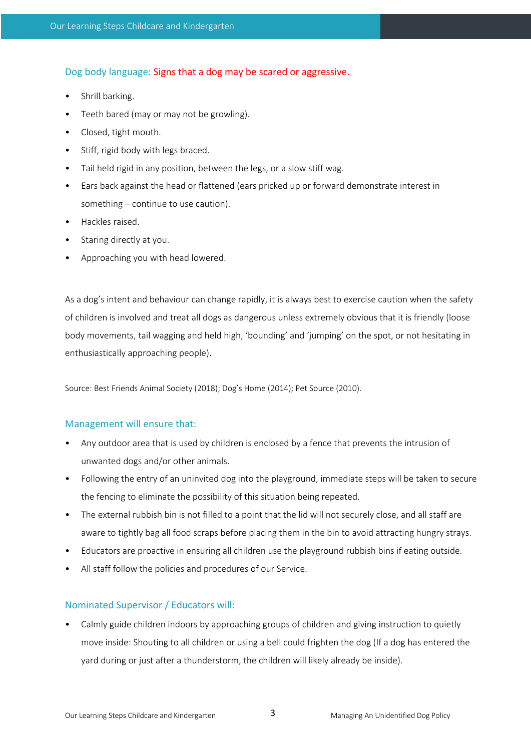### Dog body language: Signs that a dog may be scared or aggressive.

- Shrill barking.
- Teeth bared (may or may not be growling).
- Closed, tight mouth.
- Stiff, rigid body with legs braced.
- Tail held rigid in any position, between the legs, or a slow stiff wag.
- Ears back against the head or flattened (ears pricked up or forward demonstrate interest in something – continue to use caution).
- Hackles raised.
- Staring directly at you.
- Approaching you with head lowered.

As a dog's intent and behaviour can change rapidly, it is always best to exercise caution when the safety of children is involved and treat all dogs as dangerous unless extremely obvious that it is friendly (loose body movements, tail wagging and held high, 'bounding' and 'jumping' on the spot, or not hesitating in enthusiastically approaching people).

Source: Best Friends Animal Society (2018); Dog's Home (2014); Pet Source (2010).

### Management will ensure that:

- Any outdoor area that is used by children is enclosed by a fence that prevents the intrusion of unwanted dogs and/or other animals.
- Following the entry of an uninvited dog into the playground, immediate steps will be taken to secure the fencing to eliminate the possibility of this situation being repeated.
- The external rubbish bin is not filled to a point that the lid will not securely close, and all staff are aware to tightly bag all food scraps before placing them in the bin to avoid attracting hungry strays.
- Educators are proactive in ensuring all children use the playground rubbish bins if eating outside.
- All staff follow the policies and procedures of our Service.

### Nominated Supervisor / Educators will:

- Calmly guide children indoors by approaching groups of children and giving instruction to quietly move inside: Shouting to all children or using a bell could frighten the dog (If a dog has entered the yard during or just after a thunderstorm, the children will likely already be inside).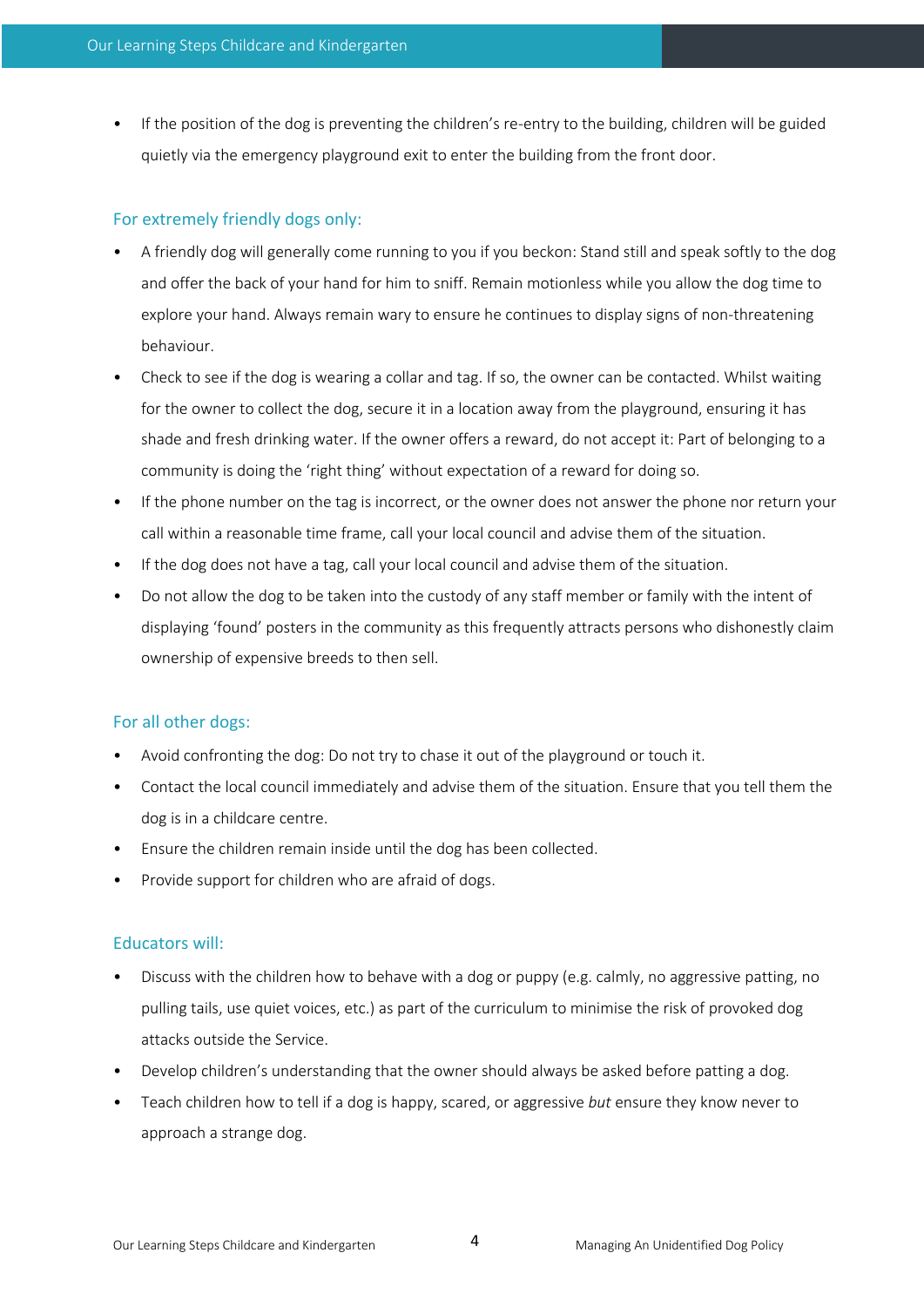- If the position of the dog is preventing the children's re-entry to the building, children will be guided quietly via the emergency playground exit to enter the building from the front door.

### For extremely friendly dogs only:

- A friendly dog will generally come running to you if you beckon: Stand still and speak softly to the dog and offer the back of your hand for him to sniff. Remain motionless while you allow the dog time to explore your hand. Always remain wary to ensure he continues to display signs of non-threatening behaviour.
- Check to see if the dog is wearing a collar and tag. If so, the owner can be contacted. Whilst waiting for the owner to collect the dog, secure it in a location away from the playground, ensuring it has shade and fresh drinking water. If the owner offers a reward, do not accept it: Part of belonging to a community is doing the 'right thing' without expectation of a reward for doing so.
- If the phone number on the tag is incorrect, or the owner does not answer the phone nor return your call within a reasonable time frame, call your local council and advise them of the situation.
- If the dog does not have a tag, call your local council and advise them of the situation.
- Do not allow the dog to be taken into the custody of any staff member or family with the intent of displaying 'found' posters in the community as this frequently attracts persons who dishonestly claim ownership of expensive breeds to then sell.

### For all other dogs:

- Avoid confronting the dog: Do not try to chase it out of the playground or touch it.
- Contact the local council immediately and advise them of the situation. Ensure that you tell them the dog is in a childcare centre.
- Ensure the children remain inside until the dog has been collected.
- Provide support for children who are afraid of dogs.

### Educators will:

- Discuss with the children how to behave with a dog or puppy (e.g. calmly, no aggressive patting, no pulling tails, use quiet voices, etc.) as part of the curriculum to minimise the risk of provoked dog attacks outside the Service.
- Develop children's understanding that the owner should always be asked before patting a dog.
- Teach children how to tell if a dog is happy, scared, or aggressive *but* ensure they know never to approach a strange dog.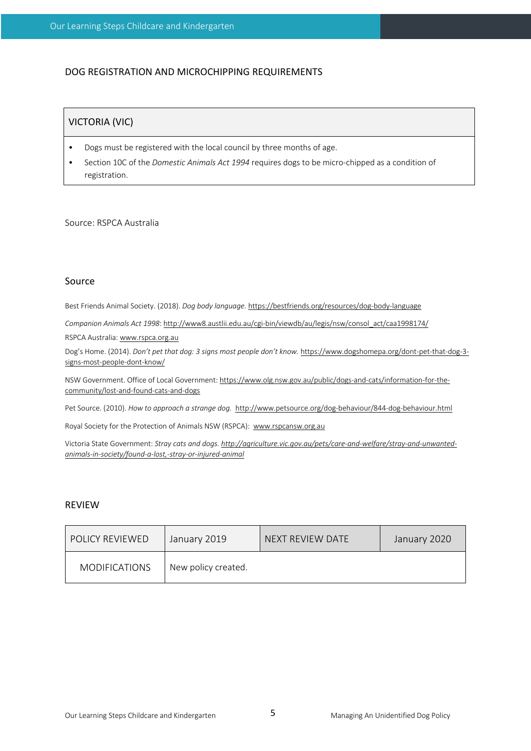## DOG REGISTRATION AND MICROCHIPPING REQUIREMENTS

| VICTORIA (VIC) |
|---|
| • Dogs must be registered with the local council by three months of age.<br>• Section 10C of the *Domestic Animals Act 1994* requires dogs to be micro-chipped as a condition of registration. |

Source: RSPCA Australia

## Source

Best Friends Animal Society. (2018). *Dog body language.* https://bestfriends.org/resources/dog-body-language

*Companion Animals Act 1998*: http://www8.austlii.edu.au/cgi-bin/viewdb/au/legis/nsw/consol_act/caa1998174/

RSPCA Australia: www.rspca.org.au

Dog's Home. (2014). *Don't pet that dog: 3 signs most people don't know.* https://www.dogshomepa.org/dont-pet-that-dog-3-signs-most-people-dont-know/

NSW Government. Office of Local Government: https://www.olg.nsw.gov.au/public/dogs-and-cats/information-for-the-community/lost-and-found-cats-and-dogs

Pet Source. (2010). *How to approach a strange dog.* http://www.petsource.org/dog-behaviour/844-dog-behaviour.html

Royal Society for the Protection of Animals NSW (RSPCA): www.rspcansw.org.au

Victoria State Government: *Stray cats and dogs. http://agriculture.vic.gov.au/pets/care-and-welfare/stray-and-unwanted-animals-in-society/found-a-lost,-stray-or-injured-animal*

## REVIEW

| POLICY REVIEWED | January 2019 | NEXT REVIEW DATE | January 2020 |
|---|---|---|---|
| MODIFICATIONS | New policy created. | | |